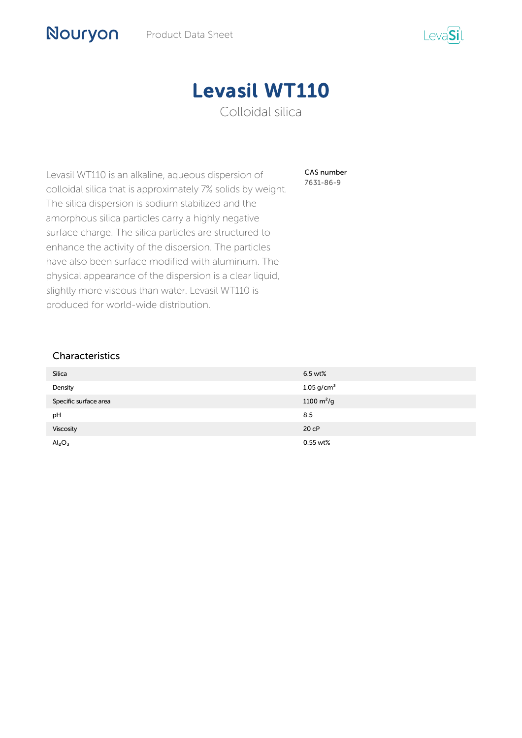# Levasil WT110

Colloidal silica

Levasil WT110 is an alkaline, aqueous dispersion of colloidal silica that is approximately 7% solids by weight. The silica dispersion is sodium stabilized and the amorphous silica particles carry a highly negative surface charge. The silica particles are structured to enhance the activity of the dispersion. The particles have also been surface modified with aluminum. The physical appearance of the dispersion is a clear liquid, slightly more viscous than water. Levasil WT110 is produced for world-wide distribution.

CAS number
7631-86-9

## Characteristics

| | |
|---|---|
| Silica | 6.5 wt% |
| Density | 1.05 $g/cm^3$ |
| Specific surface area | 1100 $m^2/g$ |
| pH | 8.5 |
| Viscosity | 20 cP |
| $Al_2O_3$ | 0.55 wt% |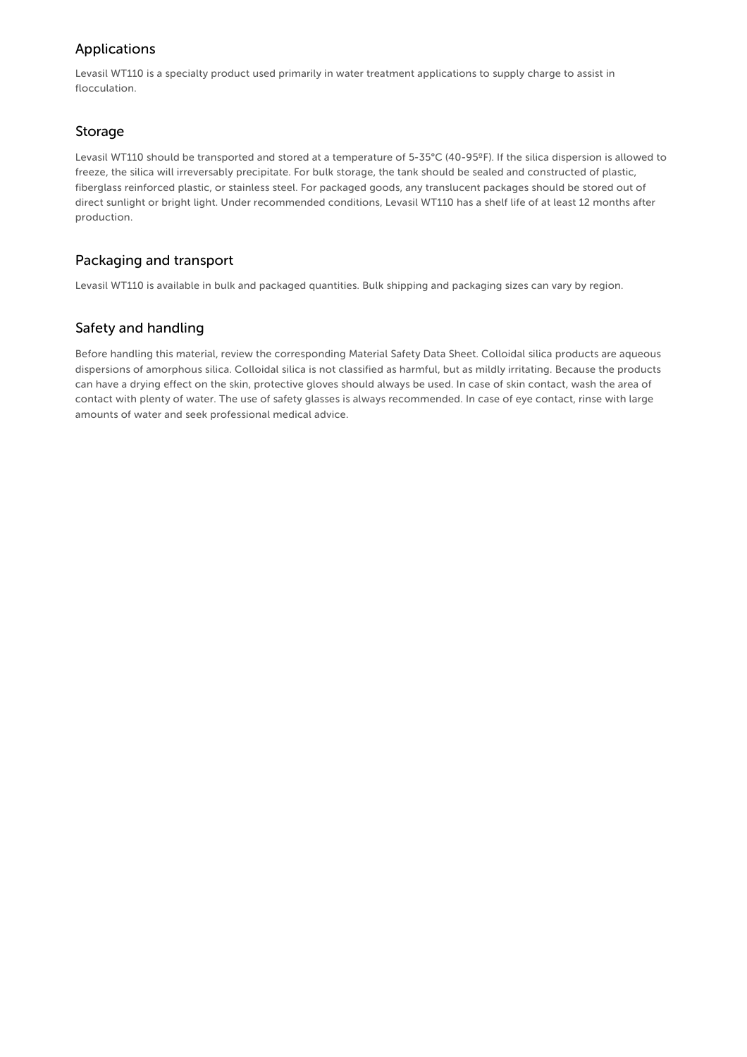## Applications

Levasil WT110 is a specialty product used primarily in water treatment applications to supply charge to assist in flocculation.

## Storage

Levasil WT110 should be transported and stored at a temperature of 5-35°C (40-95ºF). If the silica dispersion is allowed to freeze, the silica will irreversably precipitate. For bulk storage, the tank should be sealed and constructed of plastic, fiberglass reinforced plastic, or stainless steel. For packaged goods, any translucent packages should be stored out of direct sunlight or bright light. Under recommended conditions, Levasil WT110 has a shelf life of at least 12 months after production.

## Packaging and transport

Levasil WT110 is available in bulk and packaged quantities. Bulk shipping and packaging sizes can vary by region.

## Safety and handling

Before handling this material, review the corresponding Material Safety Data Sheet. Colloidal silica products are aqueous dispersions of amorphous silica. Colloidal silica is not classified as harmful, but as mildly irritating. Because the products can have a drying effect on the skin, protective gloves should always be used. In case of skin contact, wash the area of contact with plenty of water. The use of safety glasses is always recommended. In case of eye contact, rinse with large amounts of water and seek professional medical advice.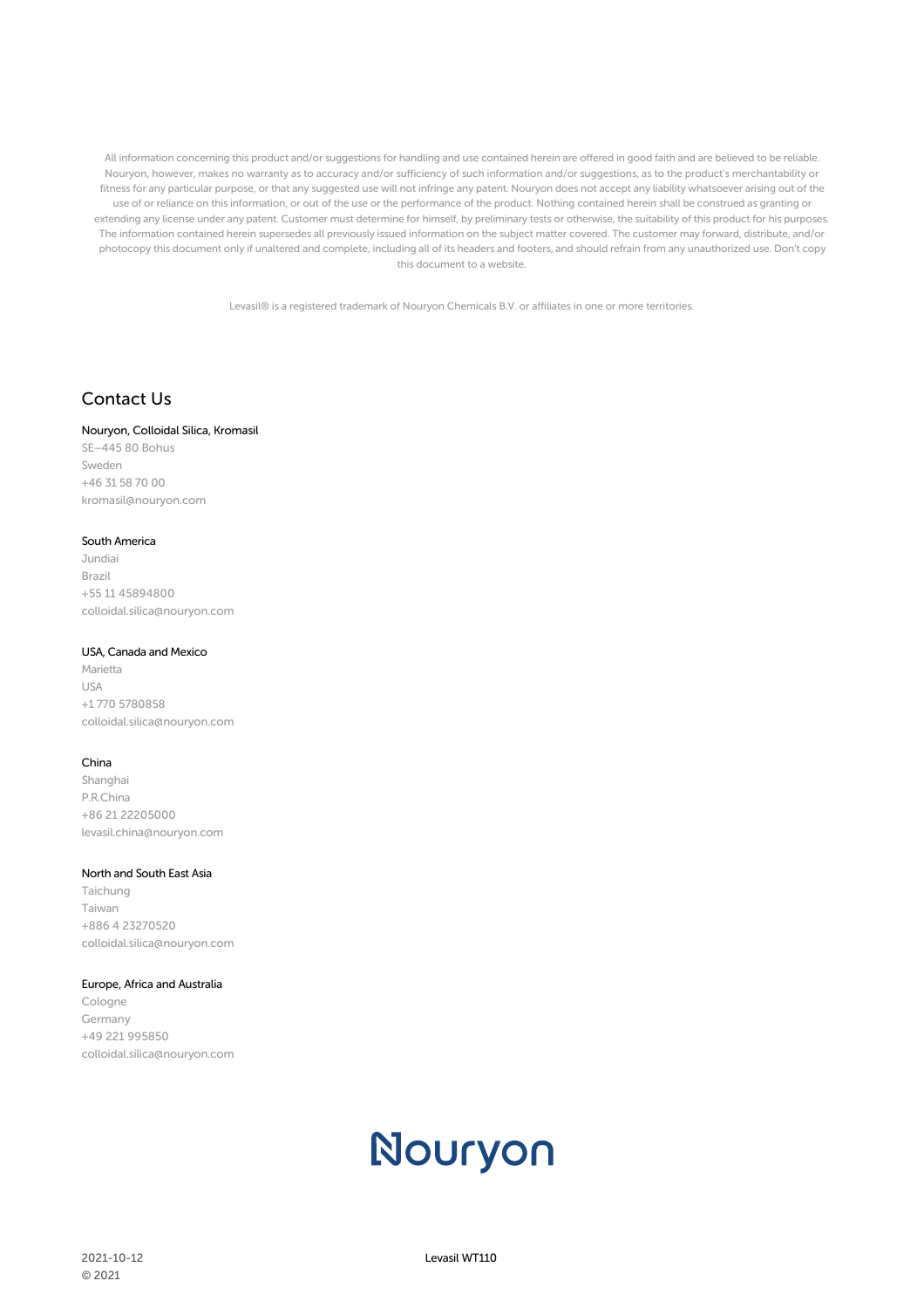All information concerning this product and/or suggestions for handling and use contained herein are offered in good faith and are believed to be reliable. Nouryon, however, makes no warranty as to accuracy and/or sufficiency of such information and/or suggestions, as to the product's merchantability or fitness for any particular purpose, or that any suggested use will not infringe any patent. Nouryon does not accept any liability whatsoever arising out of the use of or reliance on this information, or out of the use or the performance of the product. Nothing contained herein shall be construed as granting or extending any license under any patent. Customer must determine for himself, by preliminary tests or otherwise, the suitability of this product for his purposes. The information contained herein supersedes all previously issued information on the subject matter covered. The customer may forward, distribute, and/or photocopy this document only if unaltered and complete, including all of its headers and footers, and should refrain from any unauthorized use. Don't copy this document to a website.

Levasil® is a registered trademark of Nouryon Chemicals B.V. or affiliates in one or more territories.

## Contact Us

**Nouryon, Colloidal Silica, Kromasil**
SE–445 80 Bohus
Sweden
+46 31 58 70 00
kromasil@nouryon.com

**South America**
Jundiai
Brazil
+55 11 45894800
colloidal.silica@nouryon.com

**USA, Canada and Mexico**
Marietta
USA
+1 770 5780858
colloidal.silica@nouryon.com

**China**
Shanghai
P.R.China
+86 21 22205000
levasil.china@nouryon.com

**North and South East Asia**
Taichung
Taiwan
+886 4 23270520
colloidal.silica@nouryon.com

**Europe, Africa and Australia**
Cologne
Germany
+49 221 995850
colloidal.silica@nouryon.com

Nouryon

2021-10-12
© 2021

Levasil WT110